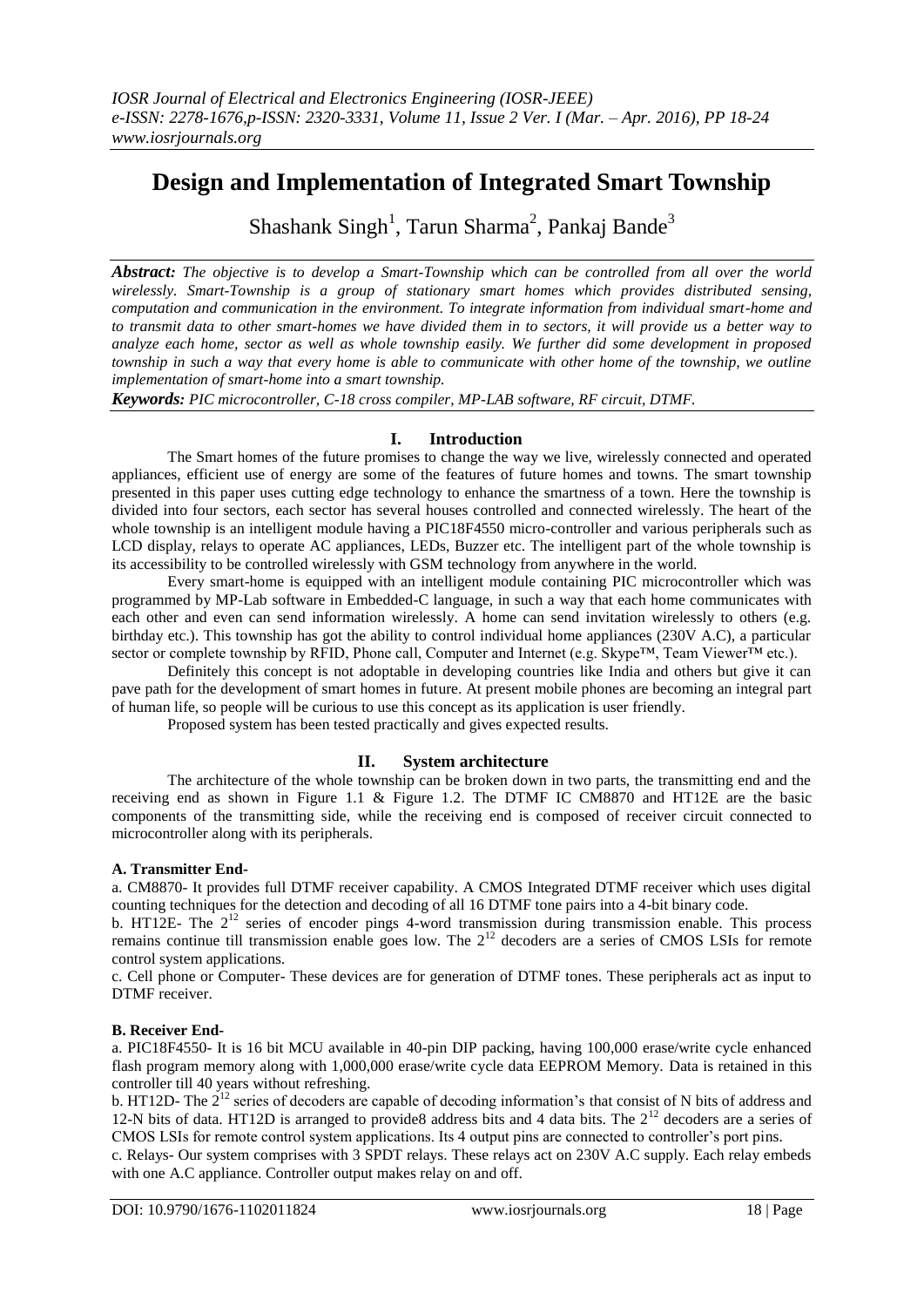# Design and Implementation of Integrated Smart Township

Shashank Singh[1], Tarun Sharma[2], Pankaj Bande[3]

***Abstract:*** *The objective is to develop a Smart-Township which can be controlled from all over the world wirelessly. Smart-Township is a group of stationary smart homes which provides distributed sensing, computation and communication in the environment. To integrate information from individual smart-home and to transmit data to other smart-homes we have divided them in to sectors, it will provide us a better way to analyze each home, sector as well as whole township easily. We further did some development in proposed township in such a way that every home is able to communicate with other home of the township, we outline implementation of smart-home into a smart township.*

***Keywords:*** *PIC microcontroller, C-18 cross compiler, MP-LAB software, RF circuit, DTMF.*

## I. Introduction

The Smart homes of the future promises to change the way we live, wirelessly connected and operated appliances, efficient use of energy are some of the features of future homes and towns. The smart township presented in this paper uses cutting edge technology to enhance the smartness of a town. Here the township is divided into four sectors, each sector has several houses controlled and connected wirelessly. The heart of the whole township is an intelligent module having a PIC18F4550 micro-controller and various peripherals such as LCD display, relays to operate AC appliances, LEDs, Buzzer etc. The intelligent part of the whole township is its accessibility to be controlled wireless with GSM technology from anywhere in the world.

Every smart-home is equipped with an intelligent module containing PIC microcontroller which was programmed by MP-Lab software in Embedded-C language, in such a way that each home communicates with each other and even can send information wirelessly. A home can send invitation wirelessly to others (e.g. birthday etc.). This township has got the ability to control individual home appliances (230V A.C), a particular sector or complete township by RFID, Phone call, Computer and Internet (e.g. Skype™, Team Viewer™ etc.).

Definitely this concept is not adoptable in developing countries like India and others but give it can pave path for the development of smart homes in future. At present mobile phones are becoming an integral part of human life, so people will be curious to use this concept as its application is user friendly.

Proposed system has been tested practically and gives expected results.

## II. System architecture

The architecture of the whole township can be broken down in two parts, the transmitting end and the receiving end as shown in Figure 1.1 & Figure 1.2. The DTMF IC CM8870 and HT12E are the basic components of the transmitting side, while the receiving end is composed of receiver circuit connected to microcontroller along with its peripherals.

### A. Transmitter End-

a. CM8870- It provides full DTMF receiver capability. A CMOS Integrated DTMF receiver which uses digital counting techniques for the detection and decoding of all 16 DTMF tone pairs into a 4-bit binary code.

b. HT12E- The $2^{12}$ series of encoder pings 4-word transmission during transmission enable. This process remains continue till transmission enable goes low. The $2^{12}$ decoders are a series of CMOS LSIs for remote control system applications.

c. Cell phone or Computer- These devices are for generation of DTMF tones. These peripherals act as input to DTMF receiver.

### B. Receiver End-

a. PIC18F4550- It is 16 bit MCU available in 40-pin DIP packing, having 100,000 erase/write cycle enhanced flash program memory along with 1,000,000 erase/write cycle data EEPROM Memory. Data is retained in this controller till 40 years without refreshing.

b. HT12D- The $2^{12}$ series of decoders are capable of decoding information's that consist of N bits of address and 12-N bits of data. HT12D is arranged to provide8 address bits and 4 data bits. The $2^{12}$ decoders are a series of CMOS LSIs for remote control system applications. Its 4 output pins are connected to controller's port pins.

c. Relays- Our system comprises with 3 SPDT relays. These relays act on 230V A.C supply. Each relay embeds with one A.C appliance. Controller output makes relay on and off.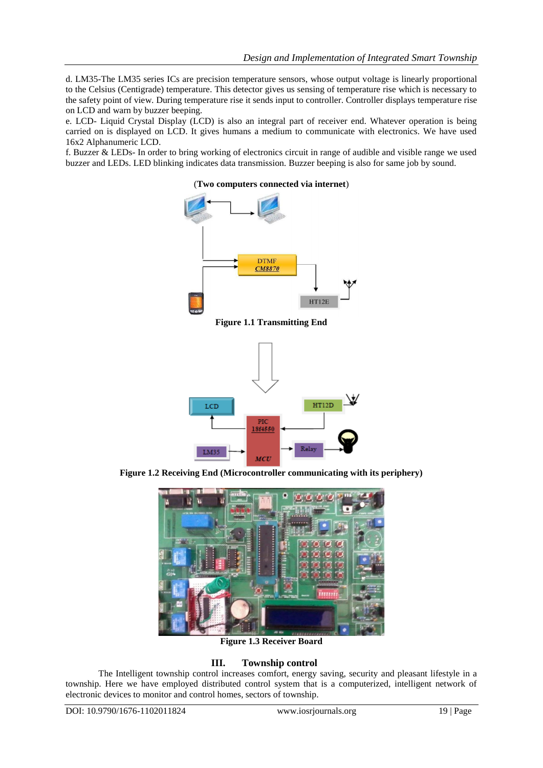d. LM35-The LM35 series ICs are precision temperature sensors, whose output voltage is linearly proportional to the Celsius (Centigrade) temperature. This detector gives us sensing of temperature rise which is necessary to the safety point of view. During temperature rise it sends input to controller. Controller displays temperature rise on LCD and warn by buzzer beeping.

e. LCD- Liquid Crystal Display (LCD) is also an integral part of receiver end. Whatever operation is being carried on is displayed on LCD. It gives humans a medium to communicate with electronics. We have used 16x2 Alphanumeric LCD.

f. Buzzer & LEDs- In order to bring working of electronics circuit in range of audible and visible range we used buzzer and LEDs. LED blinking indicates data transmission. Buzzer beeping is also for same job by sound.

(**Two computers connected via internet**)

**Figure 1.1 Transmitting End**

**Figure 1.2 Receiving End (Microcontroller communicating with its periphery)**

**Figure 1.3 Receiver Board**

## III. Township control

The Intelligent township control increases comfort, energy saving, security and pleasant lifestyle in a township. Here we have employed distributed control system that is a computerized, intelligent network of electronic devices to monitor and control homes, sectors of township.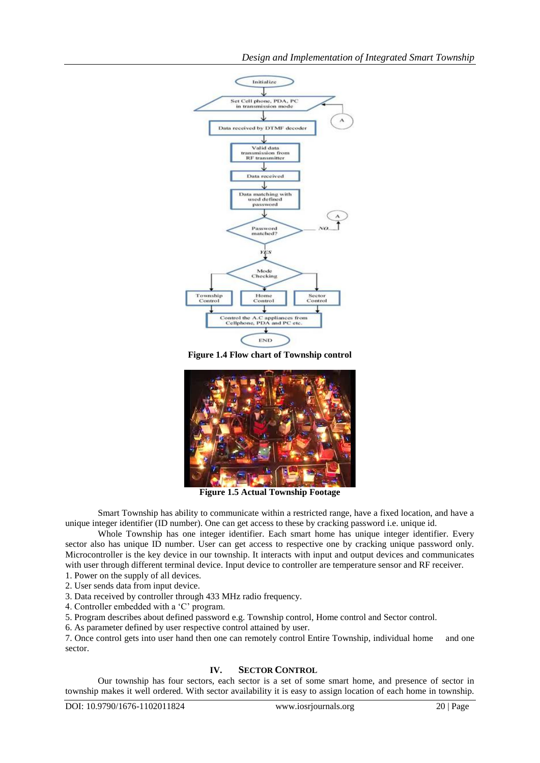**Figure 1.4 Flow chart of Township control**

**Figure 1.5 Actual Township Footage**

Smart Township has ability to communicate within a restricted range, have a fixed location, and have a unique integer identifier (ID number). One can get access to these by cracking password i.e. unique id.

Whole Township has one integer identifier. Each smart home has unique integer identifier. Every sector also has unique ID number. User can get access to respective one by cracking unique password only. Microcontroller is the key device in our township. It interacts with input and output devices and communicates with user through different terminal device. Input device to controller are temperature sensor and RF receiver.

1. Power on the supply of all devices.
2. User sends data from input device.
3. Data received by controller through 433 MHz radio frequency.
4. Controller embedded with a 'C' program.
5. Program describes about defined password e.g. Township control, Home control and Sector control.
6. As parameter defined by user respective control attained by user.
7. Once control gets into user hand then one can remotely control Entire Township, individual home and one sector.

## IV. SECTOR CONTROL

Our township has four sectors, each sector is a set of some smart home, and presence of sector in township makes it well ordered. With sector availability it is easy to assign location of each home in township.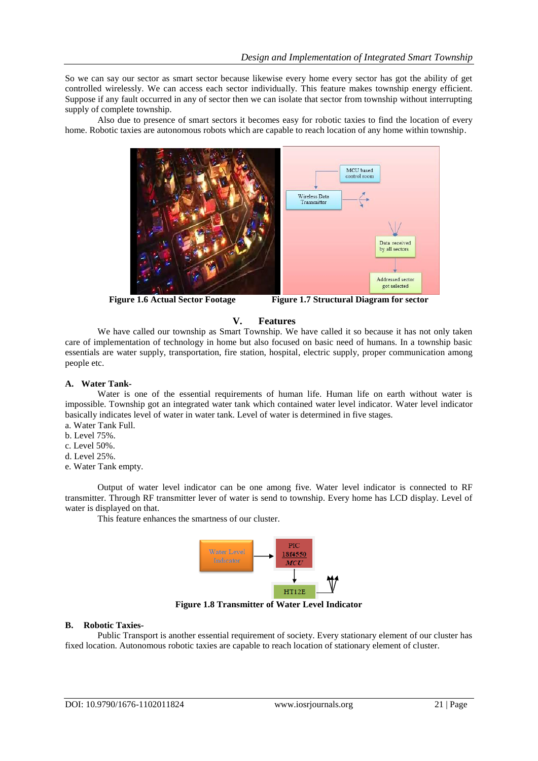So we can say our sector as smart sector because likewise every home every sector has got the ability of get controlled wirelessly. We can access each sector individually. This feature makes township energy efficient. Suppose if any fault occurred in any of sector then we can isolate that sector from township without interrupting supply of complete township.

Also due to presence of smart sectors it becomes easy for robotic taxies to find the location of every home. Robotic taxies are autonomous robots which are capable to reach location of any home within township.

**Figure 1.6 Actual Sector Footage** **Figure 1.7 Structural Diagram for sector**

## V. Features

We have called our township as Smart Township. We have called it so because it has not only taken care of implementation of technology in home but also focused on basic need of humans. In a township basic essentials are water supply, transportation, fire station, hospital, electric supply, proper communication among people etc.

### A. Water Tank-

Water is one of the essential requirements of human life. Human life on earth without water is impossible. Township got an integrated water tank which contained water level indicator. Water level indicator basically indicates level of water in water tank. Level of water is determined in five stages.

a. Water Tank Full.
b. Level 75%.
c. Level 50%.
d. Level 25%.
e. Water Tank empty.

Output of water level indicator can be one among five. Water level indicator is connected to RF transmitter. Through RF transmitter lever of water is send to township. Every home has LCD display. Level of water is displayed on that.

This feature enhances the smartness of our cluster.

**Figure 1.8 Transmitter of Water Level Indicator**

### B. Robotic Taxies-

Public Transport is another essential requirement of society. Every stationary element of our cluster has fixed location. Autonomous robotic taxies are capable to reach location of stationary element of cluster.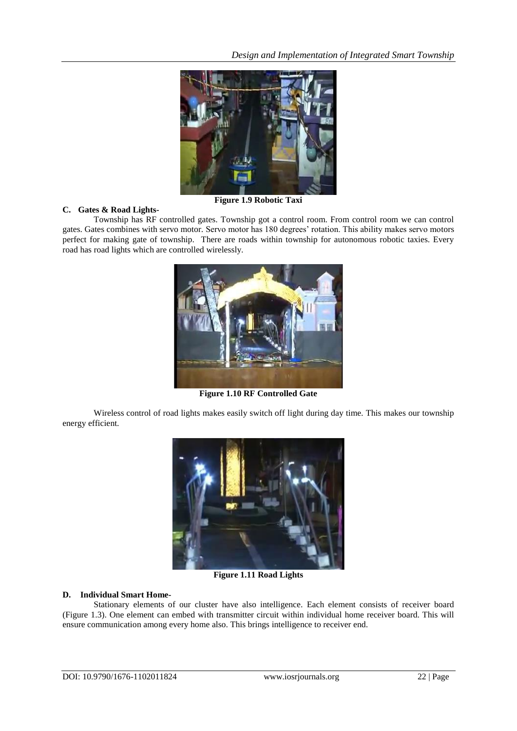Figure 1.9 Robotic Taxi

### C. Gates & Road Lights-

Township has RF controlled gates. Township got a control room. From control room we can control gates. Gates combines with servo motor. Servo motor has 180 degrees' rotation. This ability makes servo motors perfect for making gate of township. There are roads within township for autonomous robotic taxies. Every road has road lights which are controlled wirelessly.

Figure 1.10 RF Controlled Gate

Wireless control of road lights makes easily switch off light during day time. This makes our township energy efficient.

Figure 1.11 Road Lights

### D. Individual Smart Home-

Stationary elements of our cluster have also intelligence. Each element consists of receiver board (Figure 1.3). One element can embed with transmitter circuit within individual home receiver board. This will ensure communication among every home also. This brings intelligence to receiver end.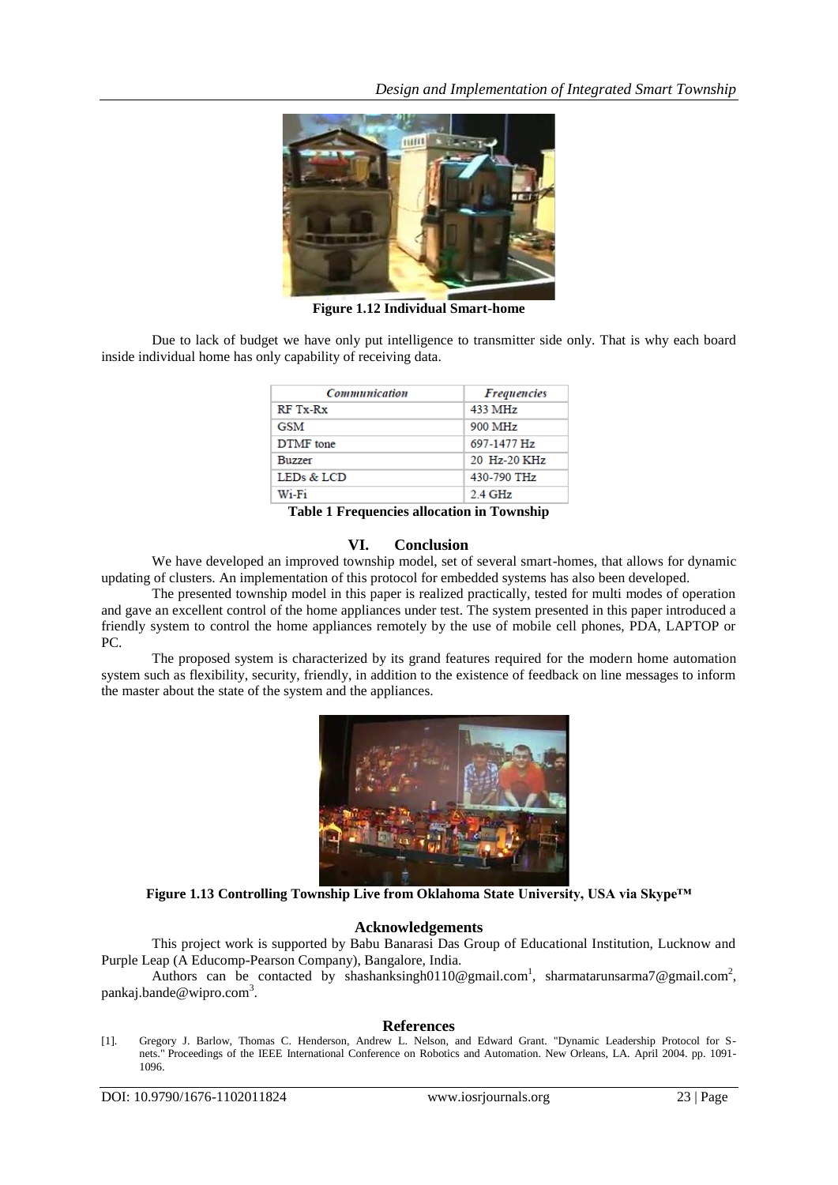**Figure 1.12 Individual Smart-home**

Due to lack of budget we have only put intelligence to transmitter side only. That is why each board inside individual home has only capability of receiving data.

| *Communication* | *Frequencies* |
|---|---|
| RF Tx-Rx | 433 MHz |
| GSM | 900 MHz |
| DTMF tone | 697-1477 Hz |
| Buzzer | 20 Hz-20 KHz |
| LEDs & LCD | 430-790 THz |
| Wi-Fi | 2.4 GHz |

**Table 1 Frequencies allocation in Township**

## VI. Conclusion

We have developed an improved township model, set of several smart-homes, that allows for dynamic updating of clusters. An implementation of this protocol for embedded systems has also been developed.

The presented township model in this paper is realized practically, tested for multi modes of operation and gave an excellent control of the home appliances under test. The system presented in this paper introduced a friendly system to control the home appliances remotely by the use of mobile cell phones, PDA, LAPTOP or PC.

The proposed system is characterized by its grand features required for the modern home automation system such as flexibility, security, friendly, in addition to the existence of feedback on line messages to inform the master about the state of the system and the appliances.

**Figure 1.13 Controlling Township Live from Oklahoma State University, USA via Skype™**

## Acknowledgements

This project work is supported by Babu Banarasi Das Group of Educational Institution, Lucknow and Purple Leap (A Educomp-Pearson Company), Bangalore, India.

Authors can be contacted by shashanksingh0110@gmail.com[1], sharmatarunsarma7@gmail.com[2], pankaj.bande@wipro.com[3].

## References

[1]. Gregory J. Barlow, Thomas C. Henderson, Andrew L. Nelson, and Edward Grant. "Dynamic Leadership Protocol for S-nets." Proceedings of the IEEE International Conference on Robotics and Automation. New Orleans, LA. April 2004. pp. 1091-1096.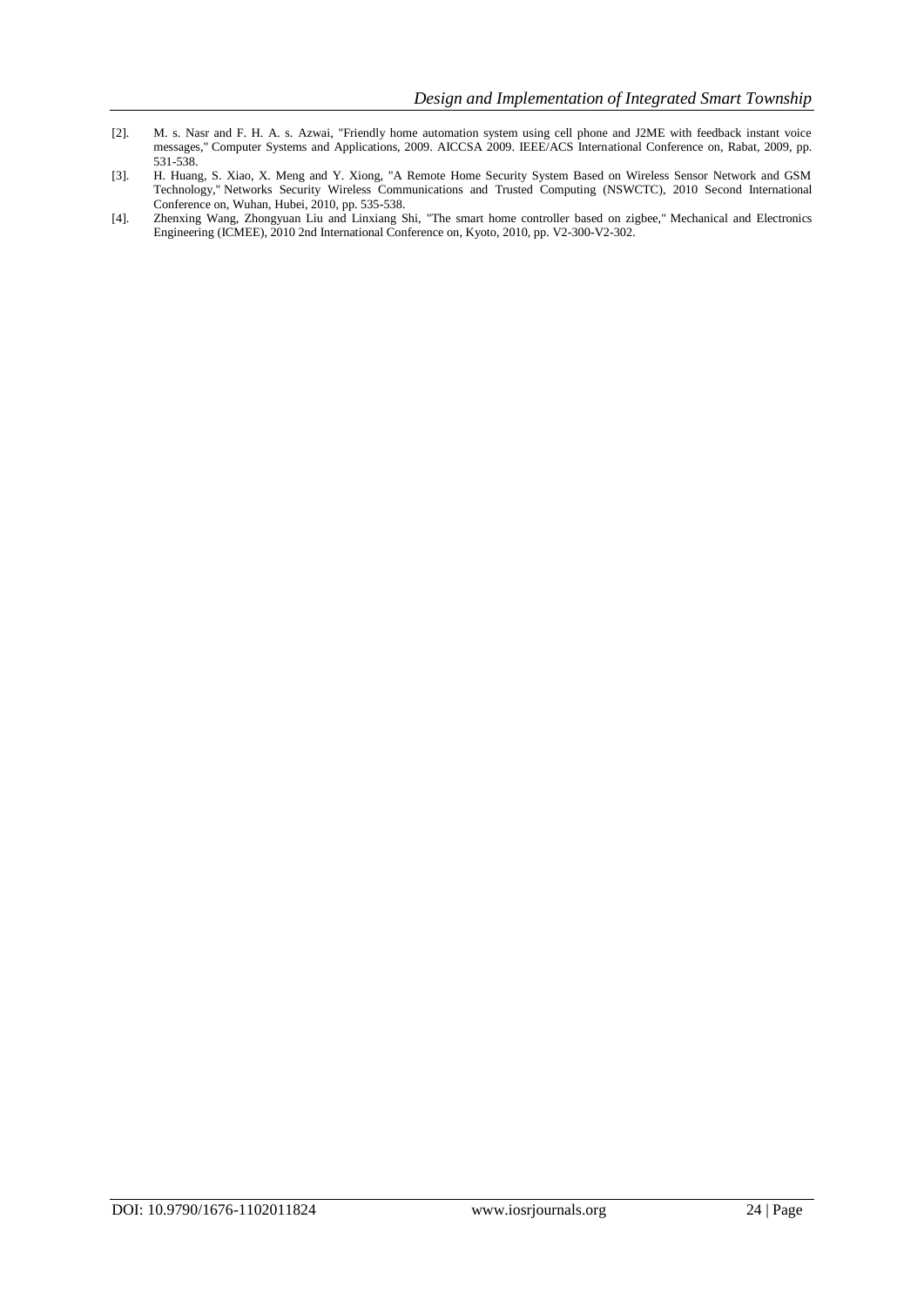[2]. M. s. Nasr and F. H. A. s. Azwai, "Friendly home automation system using cell phone and J2ME with feedback instant voice messages," Computer Systems and Applications, 2009. AICCSA 2009. IEEE/ACS International Conference on, Rabat, 2009, pp. 531-538.

[3]. H. Huang, S. Xiao, X. Meng and Y. Xiong, "A Remote Home Security System Based on Wireless Sensor Network and GSM Technology," Networks Security Wireless Communications and Trusted Computing (NSWCTC), 2010 Second International Conference on, Wuhan, Hubei, 2010, pp. 535-538.

[4]. Zhenxing Wang, Zhongyuan Liu and Linxiang Shi, "The smart home controller based on zigbee," Mechanical and Electronics Engineering (ICMEE), 2010 2nd International Conference on, Kyoto, 2010, pp. V2-300-V2-302.